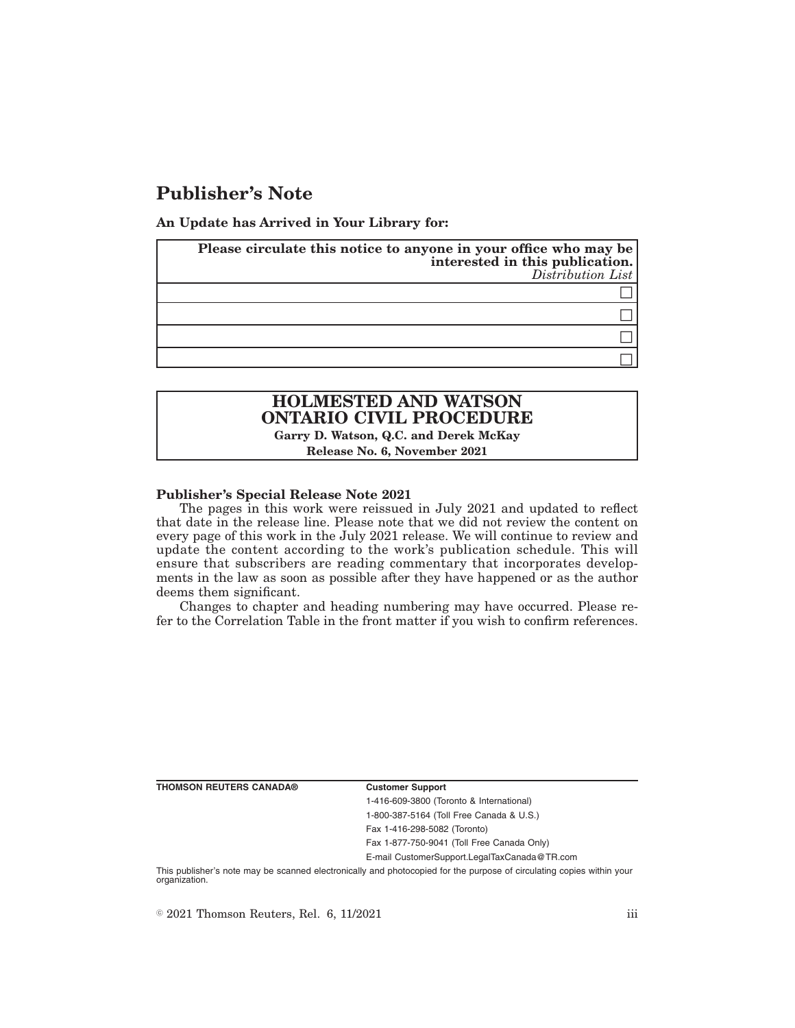# Publisher's Note

**An Update has Arrived in Your Library for:**

| **Please circulate this notice to anyone in your office who may be interested in this publication.** *Distribution List* |
| --- |
| ☐ |
| ☐ |
| ☐ |
| ☐ |

| **HOLMESTED AND WATSON ONTARIO CIVIL PROCEDURE** |
| --- |
| **Garry D. Watson, Q.C. and Derek McKay** |
| **Release No. 6, November 2021** |

**Publisher's Special Release Note 2021**

The pages in this work were reissued in July 2021 and updated to reflect that date in the release line. Please note that we did not review the content on every page of this work in the July 2021 release. We will continue to review and update the content according to the work's publication schedule. This will ensure that subscribers are reading commentary that incorporates developments in the law as soon as possible after they have happened or as the author deems them significant.

Changes to chapter and heading numbering may have occurred. Please refer to the Correlation Table in the front matter if you wish to confirm references.

**THOMSON REUTERS CANADA®**

**Customer Support**

1-416-609-3800 (Toronto & International)

1-800-387-5164 (Toll Free Canada & U.S.)

Fax 1-416-298-5082 (Toronto)

Fax 1-877-750-9041 (Toll Free Canada Only)

E-mail CustomerSupport.LegalTaxCanada@TR.com

This publisher's note may be scanned electronically and photocopied for the purpose of circulating copies within your organization.

© 2021 Thomson Reuters, Rel. 6, 11/2021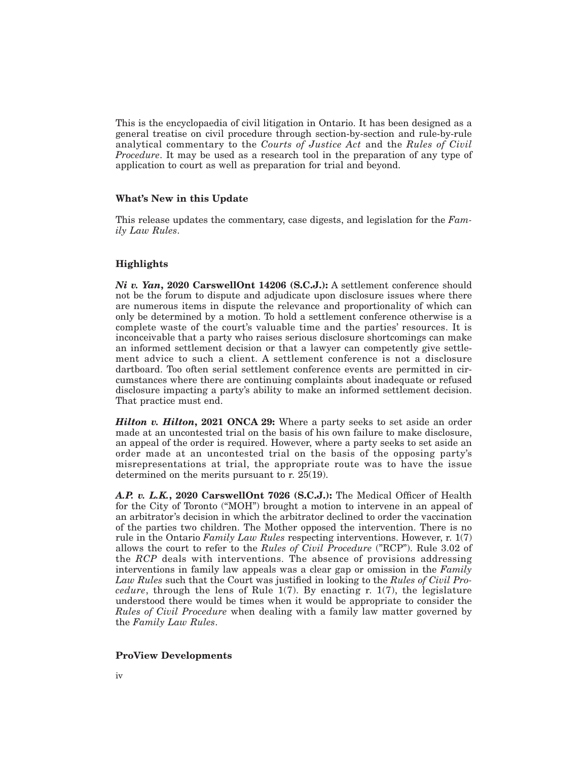This is the encyclopaedia of civil litigation in Ontario. It has been designed as a general treatise on civil procedure through section-by-section and rule-by-rule analytical commentary to the *Courts of Justice Act* and the *Rules of Civil Procedure*. It may be used as a research tool in the preparation of any type of application to court as well as preparation for trial and beyond.

## What's New in this Update

This release updates the commentary, case digests, and legislation for the *Family Law Rules*.

## Highlights

***Ni v. Yan*, 2020 CarswellOnt 14206 (S.C.J.):** A settlement conference should not be the forum to dispute and adjudicate upon disclosure issues where there are numerous items in dispute the relevance and proportionality of which can only be determined by a motion. To hold a settlement conference otherwise is a complete waste of the court's valuable time and the parties' resources. It is inconceivable that a party who raises serious disclosure shortcomings can make an informed settlement decision or that a lawyer can competently give settlement advice to such a client. A settlement conference is not a disclosure dartboard. Too often serial settlement conference events are permitted in circumstances where there are continuing complaints about inadequate or refused disclosure impacting a party's ability to make an informed settlement decision. That practice must end.

***Hilton v. Hilton*, 2021 ONCA 29:** Where a party seeks to set aside an order made at an uncontested trial on the basis of his own failure to make disclosure, an appeal of the order is required. However, where a party seeks to set aside an order made at an uncontested trial on the basis of the opposing party's misrepresentations at trial, the appropriate route was to have the issue determined on the merits pursuant to r. 25(19).

***A.P. v. L.K.*, 2020 CarswellOnt 7026 (S.C.J.):** The Medical Officer of Health for the City of Toronto ("MOH") brought a motion to intervene in an appeal of an arbitrator's decision in which the arbitrator declined to order the vaccination of the parties two children. The Mother opposed the intervention. There is no rule in the Ontario *Family Law Rules* respecting interventions. However, r. 1(7) allows the court to refer to the *Rules of Civil Procedure* ("RCP"). Rule 3.02 of the *RCP* deals with interventions. The absence of provisions addressing interventions in family law appeals was a clear gap or omission in the *Family Law Rules* such that the Court was justified in looking to the *Rules of Civil Procedure*, through the lens of Rule 1(7). By enacting r. 1(7), the legislature understood there would be times when it would be appropriate to consider the *Rules of Civil Procedure* when dealing with a family law matter governed by the *Family Law Rules*.

## ProView Developments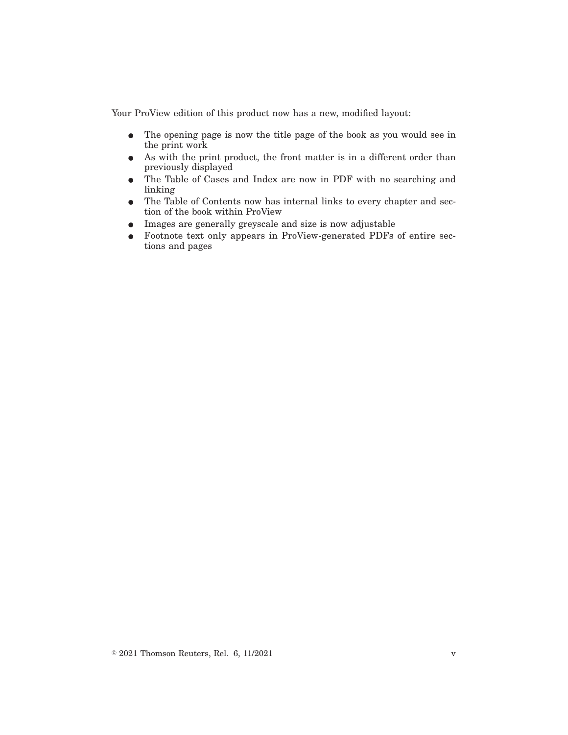Your ProView edition of this product now has a new, modified layout:

- The opening page is now the title page of the book as you would see in the print work
- As with the print product, the front matter is in a different order than previously displayed
- The Table of Cases and Index are now in PDF with no searching and linking
- The Table of Contents now has internal links to every chapter and section of the book within ProView
- Images are generally greyscale and size is now adjustable
- Footnote text only appears in ProView-generated PDFs of entire sections and pages